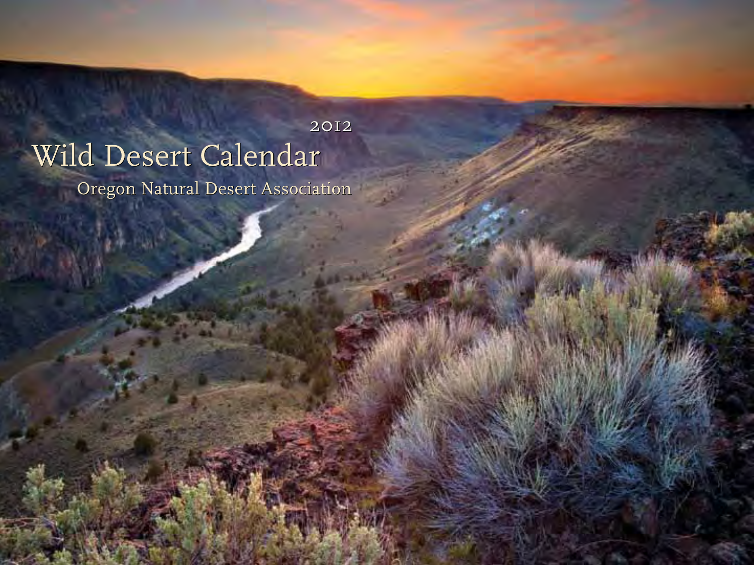2012

# Wild Desert Calendar

Oregon Natural Desert Association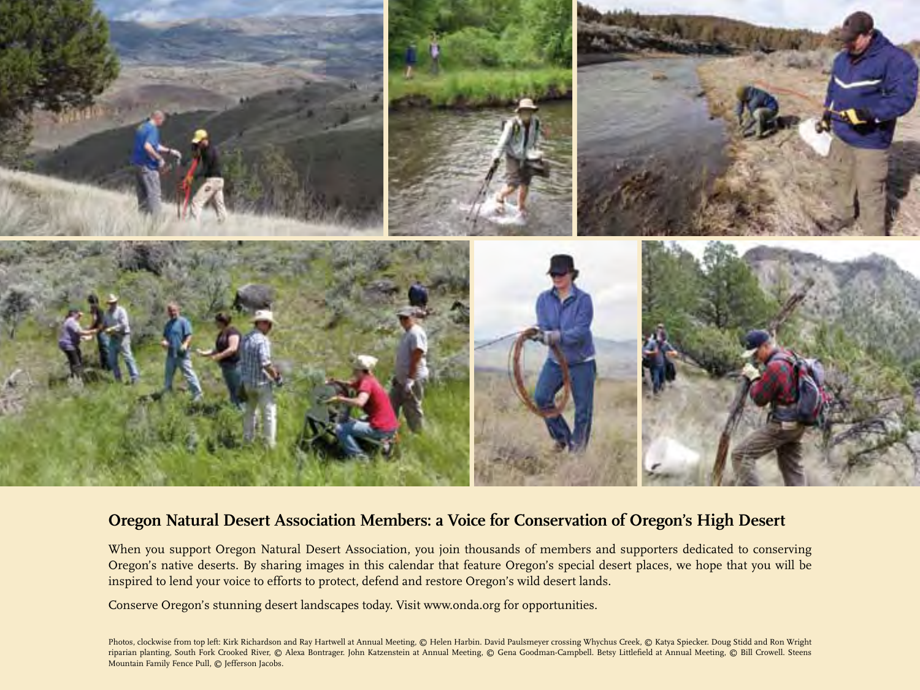## Oregon Natural Desert Association Members: a Voice for Conservation of Oregon's High Desert

When you support Oregon Natural Desert Association, you join thousands of members and supporters dedicated to conserving Oregon's native deserts. By sharing images in this calendar that feature Oregon's special desert places, we hope that you will be inspired to lend your voice to efforts to protect, defend and restore Oregon's wild desert lands.

Conserve Oregon's stunning desert landscapes today. Visit www.onda.org for opportunities.

Photos, clockwise from top left: Kirk Richardson and Ray Hartwell at Annual Meeting, © Helen Harbin. David Paulsmeyer crossing Whychus Creek, © Katya Spiecker. Doug Stidd and Ron Wright riparian planting, South Fork Crooked River, © Alexa Bontrager. John Katzenstein at Annual Meeting, © Gena Goodman-Campbell. Betsy Littlefield at Annual Meeting, © Bill Crowell. Steens Mountain Family Fence Pull, © Jefferson Jacobs.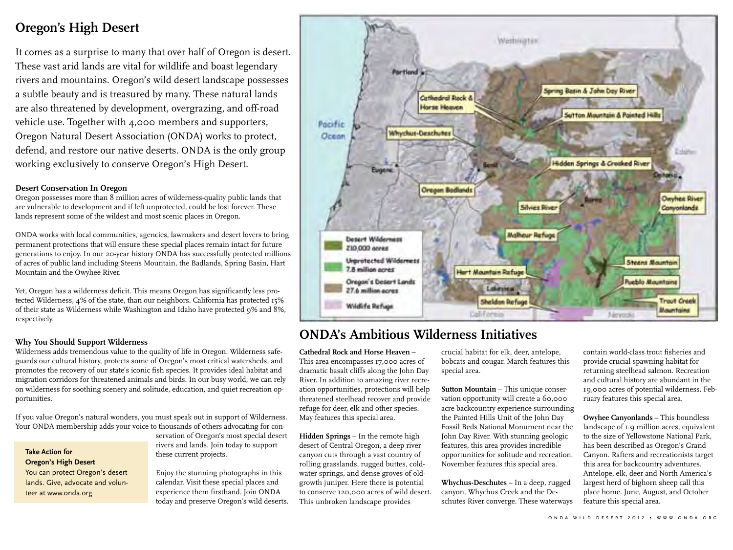## Oregon's High Desert

It comes as a surprise to many that over half of Oregon is desert. These vast arid lands are vital for wildlife and boast legendary rivers and mountains. Oregon's wild desert landscape possesses a subtle beauty and is treasured by many. These natural lands are also threatened by development, overgrazing, and off-road vehicle use. Together with 4,000 members and supporters, Oregon Natural Desert Association (ONDA) works to protect, defend, and restore our native deserts. ONDA is the only group working exclusively to conserve Oregon's High Desert.

### Desert Conservation In Oregon

Oregon possesses more than 8 million acres of wilderness-quality public lands that are vulnerable to development and if left unprotected, could be lost forever. These lands represent some of the wildest and most scenic places in Oregon.

ONDA works with local communities, agencies, lawmakers and desert lovers to bring permanent protections that will ensure these special places remain intact for future generations to enjoy. In our 20-year history ONDA has successfully protected millions of acres of public land including Steens Mountain, the Badlands, Spring Basin, Hart Mountain and the Owyhee River.

Yet, Oregon has a wilderness deficit. This means Oregon has significantly less protected Wilderness, 4% of the state, than our neighbors. California has protected 15% of their state as Wilderness while Washington and Idaho have protected 9% and 8%, respectively.

### Why You Should Support Wilderness

Wilderness adds tremendous value to the quality of life in Oregon. Wilderness safeguards our cultural history, protects some of Oregon's most critical watersheds, and promotes the recovery of our state's iconic fish species. It provides ideal habitat and migration corridors for threatened animals and birds. In our busy world, we can rely on wilderness for soothing scenery and solitude, education, and quiet recreation opportunities.

If you value Oregon's natural wonders, you must speak out in support of Wilderness. Your ONDA membership adds your voice to thousands of others advocating for conservation of Oregon's most special desert rivers and lands. Join today to support these current projects.

Enjoy the stunning photographs in this calendar. Visit these special places and experience them firsthand. Join ONDA today and preserve Oregon's wild deserts.

**Take Action for Oregon's High Desert**
You can protect Oregon's desert lands. Give, advocate and volunteer at www.onda.org

Map labels: Washington, Portland, Pacific Ocean, Eugene, Bend, Burns, Ontario, Lakeview, Idaho, California, Nevada, Cathedral Rock & Horse Heaven, Spring Basin & John Day River, Sutton Mountain & Painted Hills, Whychus-Deschutes, Hidden Springs & Crooked River, Oregon Badlands, Silvies River, Owyhee River Canyonlands, Malheur Refuge, Hart Mountain Refuge, Steens Mountain, Pueblo Mountains, Sheldon Refuge, Trout Creek Mountains

Legend: Desert Wilderness 210,000 acres; Unprotected Wilderness 7.8 million acres; Oregon's Desert Lands 27.6 million acres; Wildlife Refuge

## ONDA's Ambitious Wilderness Initiatives

**Cathedral Rock and Horse Heaven** – This area encompasses 17,000 acres of dramatic basalt cliffs along the John Day River. In addition to amazing river recreation opportunities, protections will help threatened steelhead recover and provide refuge for deer, elk and other species. May features this special area.

**Hidden Springs** – In the remote high desert of Central Oregon, a deep river canyon cuts through a vast country of rolling grasslands, rugged buttes, cold-water springs, and dense groves of old-growth juniper. Here there is potential to conserve 120,000 acres of wild desert. This unbroken landscape provides crucial habitat for elk, deer, antelope, bobcats and cougar. March features this special area.

**Sutton Mountain** – This unique conservation opportunity will create a 60,000 acre backcountry experience surrounding the Painted Hills Unit of the John Day Fossil Beds National Monument near the John Day River. With stunning geologic features, this area provides incredible opportunities for solitude and recreation. November features this special area.

**Whychus-Deschutes** – In a deep, rugged canyon, Whychus Creek and the Deschutes River converge. These waterways contain world-class trout fisheries and provide crucial spawning habitat for returning steelhead salmon. Recreation and cultural history are abundant in the 19,000 acres of potential wilderness. February features this special area.

**Owyhee Canyonlands** – This boundless landscape of 1.9 million acres, equivalent to the size of Yellowstone National Park, has been described as Oregon's Grand Canyon. Rafters and recreationists target this area for backcountry adventures. Antelope, elk, deer and North America's largest herd of bighorn sheep call this place home. June, August, and October feature this special area.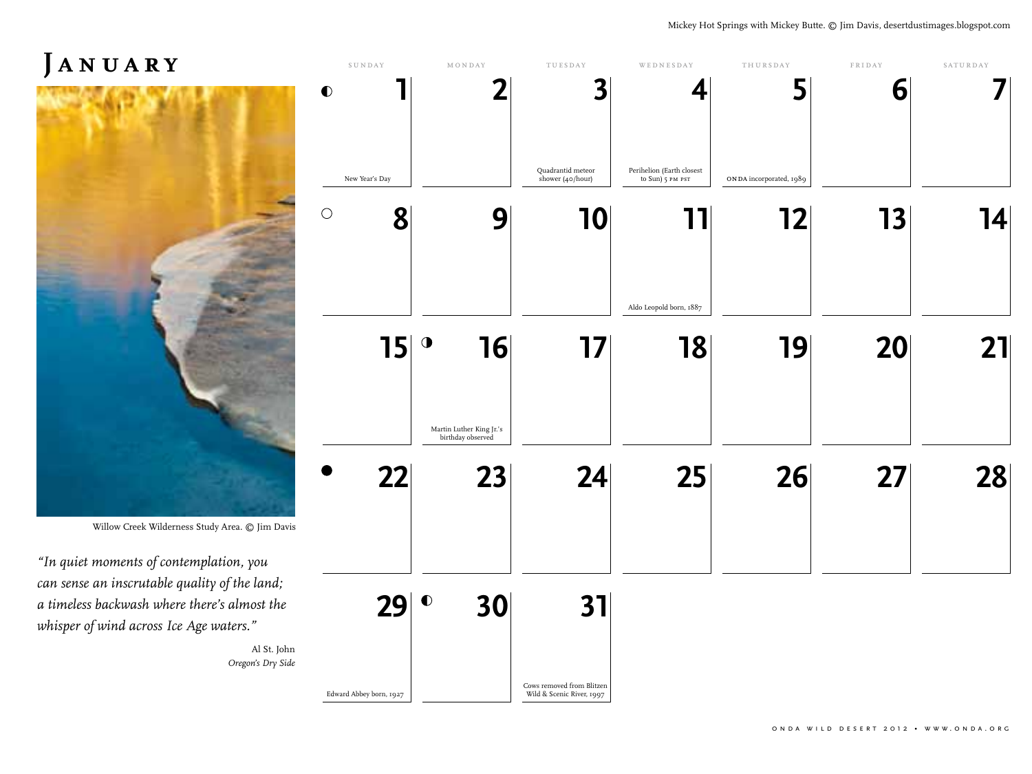Mickey Hot Springs with Mickey Butte. © Jim Davis, desertdustimages.blogspot.com

# January

Willow Creek Wilderness Study Area. © Jim Davis

*"In quiet moments of contemplation, you can sense an inscrutable quality of the land; a timeless backwash where there's almost the whisper of wind across Ice Age waters."*

Al St. John
*Oregon's Dry Side*

| Sunday | Monday | Tuesday | Wednesday | Thursday | Friday | Saturday |
|---|---|---|---|---|---|---|
| ◐ 1 New Year's Day | 2 | 3 Quadrantid meteor shower (40/hour) | 4 Perihelion (Earth closest to Sun) 5 PM PST | 5 ONDA incorporated, 1989 | 6 | 7 |
| ○ 8 | 9 | 10 | 11 Aldo Leopold born, 1887 | 12 | 13 | 14 |
| 15 | ◑ 16 Martin Luther King Jr.'s birthday observed | 17 | 18 | 19 | 20 | 21 |
| ● 22 | 23 | 24 | 25 | 26 | 27 | 28 |
| 29 Edward Abbey born, 1927 | ◐ 30 | 31 Cows removed from Blitzen Wild & Scenic River, 1997 | | | | |

ONDA Wild Desert 2012 • www.onda.org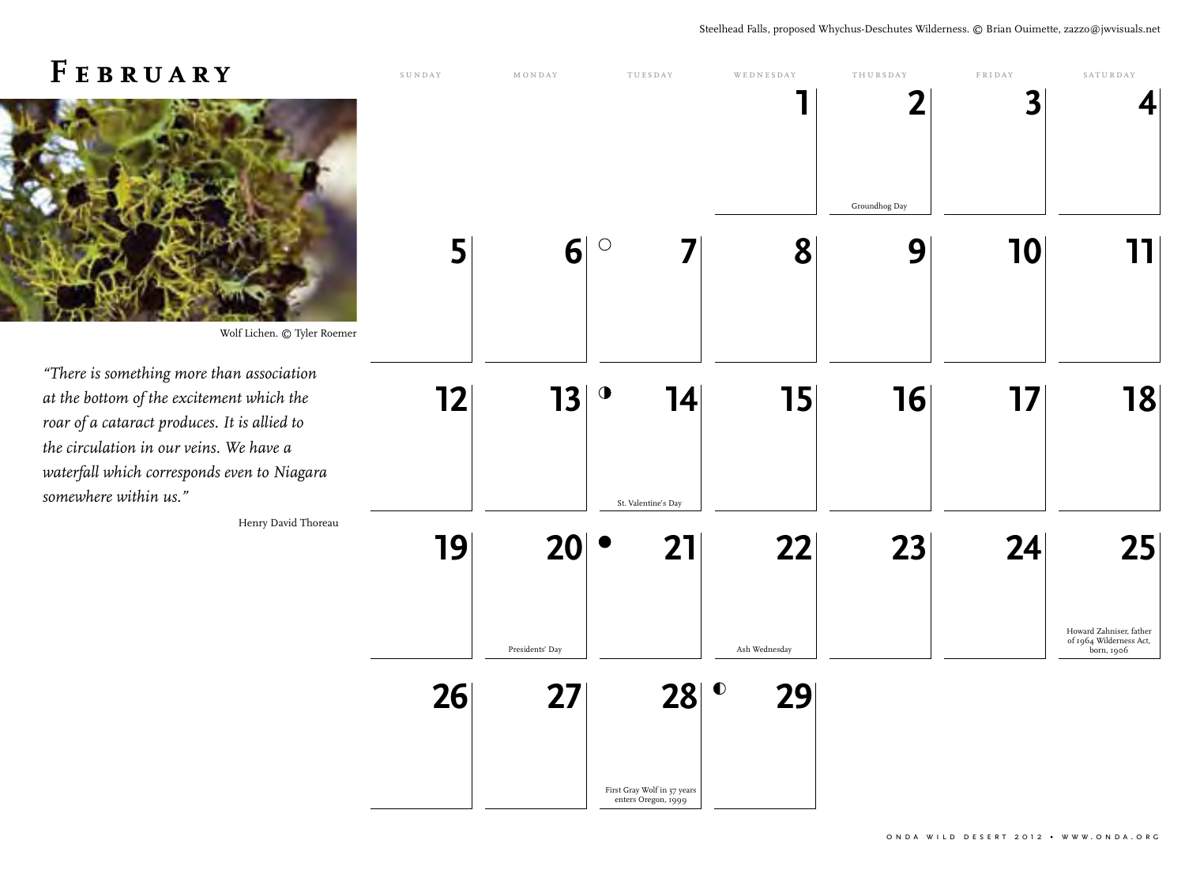Steelhead Falls, proposed Whychus-Deschutes Wilderness. © Brian Ouimette, zazzo@jwvisuals.net

# February

Wolf Lichen. © Tyler Roemer

*"There is something more than association at the bottom of the excitement which the roar of a cataract produces. It is allied to the circulation in our veins. We have a waterfall which corresponds even to Niagara somewhere within us."*

Henry David Thoreau

| Sunday | Monday | Tuesday | Wednesday | Thursday | Friday | Saturday |
|---|---|---|---|---|---|---|
| | | | 1 | 2 Groundhog Day | 3 | 4 |
| 5 | 6 | ○ 7 | 8 | 9 | 10 | 11 |
| 12 | 13 | ◑ 14 St. Valentine's Day | 15 | 16 | 17 | 18 |
| 19 | 20 Presidents' Day | ● 21 | 22 Ash Wednesday | 23 | 24 | 25 Howard Zahniser, father of 1964 Wilderness Act, born, 1906 |
| 26 | 27 | 28 First Gray Wolf in 37 years enters Oregon, 1999 | ◐ 29 | | | |

ONDA Wild Desert 2012 • www.onda.org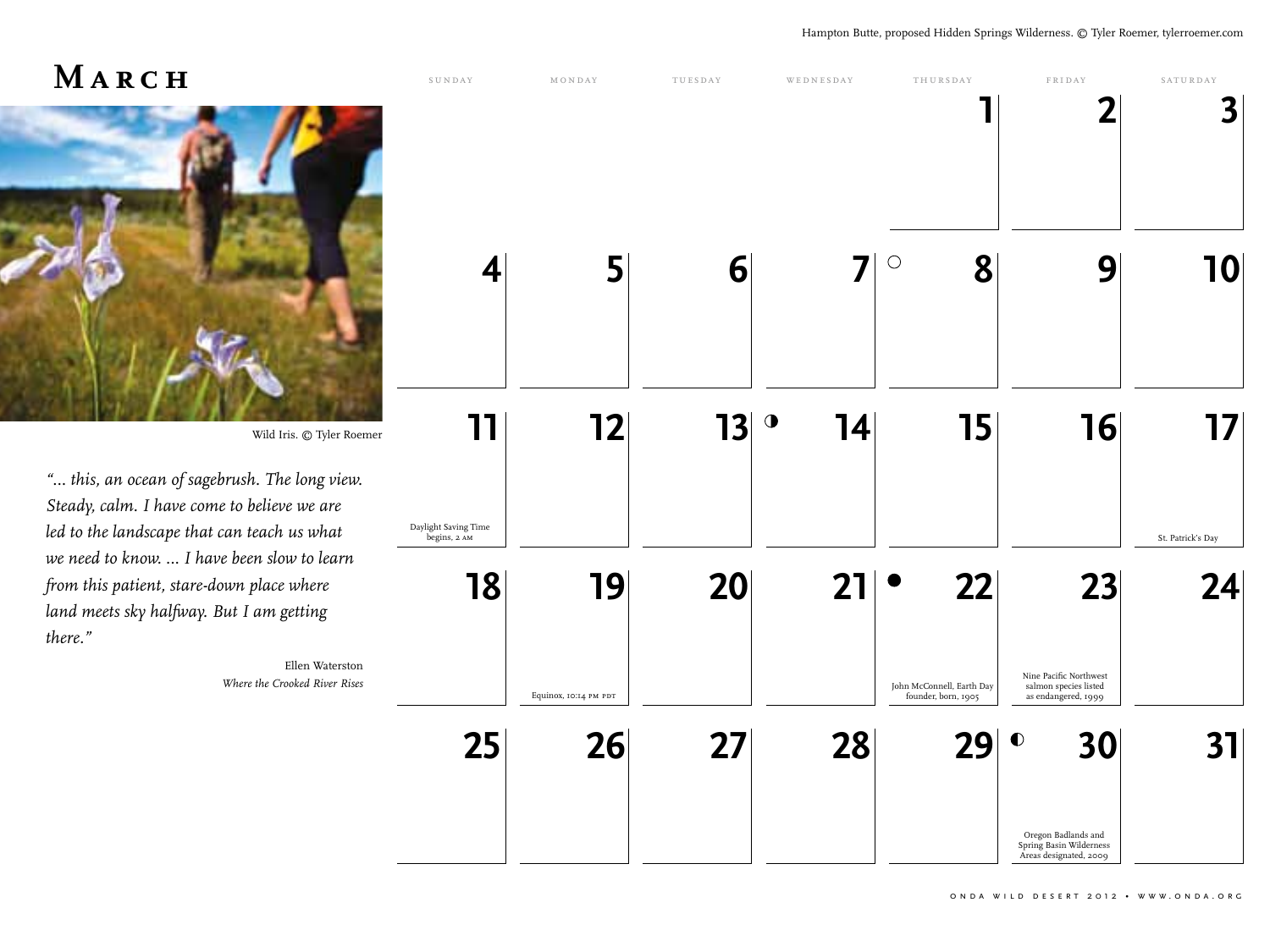Hampton Butte, proposed Hidden Springs Wilderness. © Tyler Roemer, tylerroemer.com

# March

Wild Iris. © Tyler Roemer

*"... this, an ocean of sagebrush. The long view. Steady, calm. I have come to believe we are led to the landscape that can teach us what we need to know. ... I have been slow to learn from this patient, stare-down place where land meets sky halfway. But I am getting there."*

Ellen Waterston
*Where the Crooked River Rises*

| Sunday | Monday | Tuesday | Wednesday | Thursday | Friday | Saturday |
|---|---|---|---|---|---|---|
| | | | | 1 | 2 | 3 |
| 4 | 5 | 6 | 7 | ○ 8 | 9 | 10 |
| 11 Daylight Saving Time begins, 2 AM | 12 | 13 | ◑ 14 | 15 | 16 | 17 St. Patrick's Day |
| 18 | 19 Equinox, 10:14 PM PDT | 20 | 21 | ● 22 John McConnell, Earth Day founder, born, 1905 | 23 Nine Pacific Northwest salmon species listed as endangered, 1999 | 24 |
| 25 | 26 | 27 | 28 | 29 | ◐ 30 Oregon Badlands and Spring Basin Wilderness Areas designated, 2009 | 31 |

ONDA Wild Desert 2012 • www.onda.org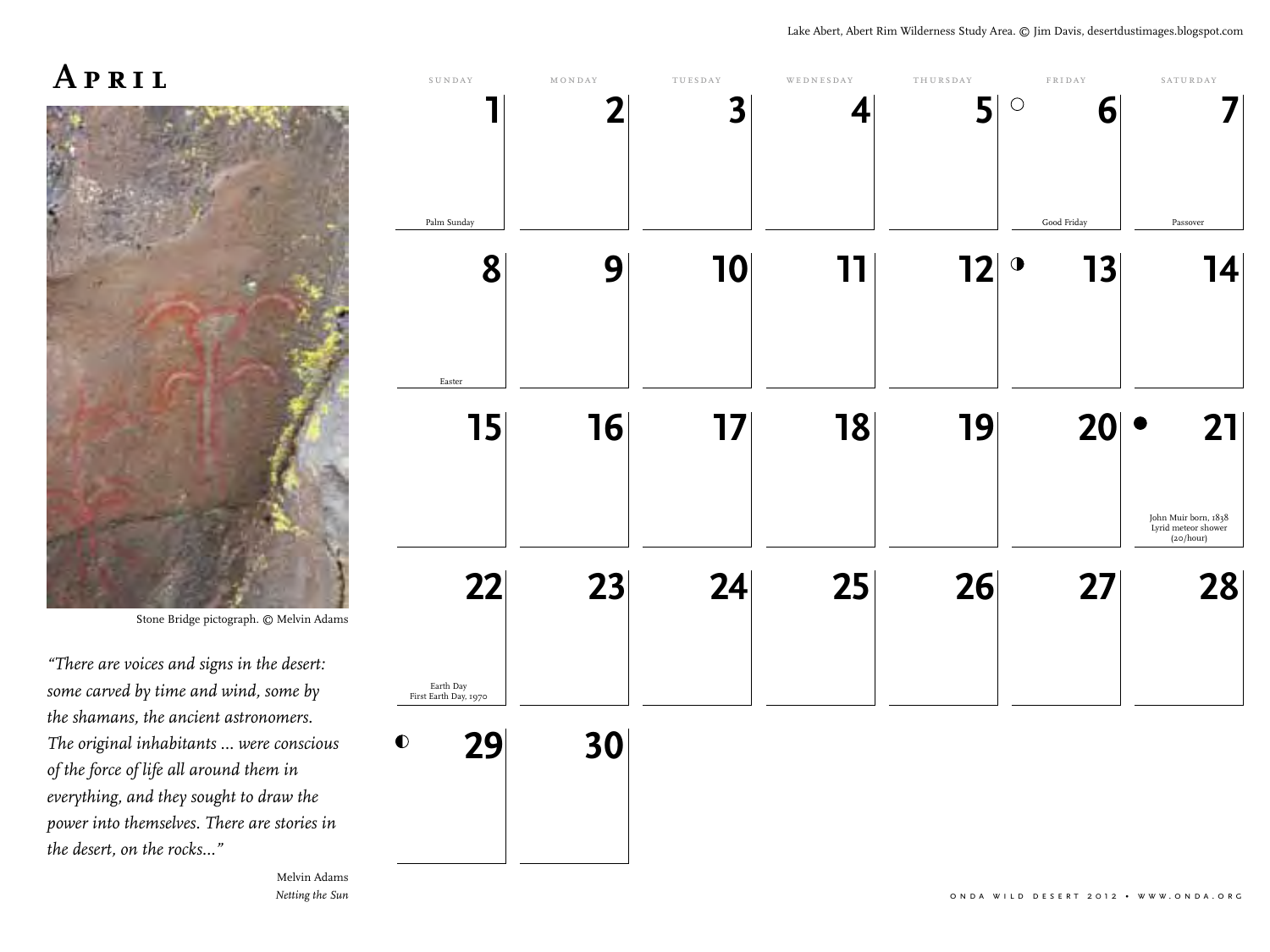Lake Abert, Abert Rim Wilderness Study Area. © Jim Davis, desertdustimages.blogspot.com

# April

Stone Bridge pictograph. © Melvin Adams

*"There are voices and signs in the desert: some carved by time and wind, some by the shamans, the ancient astronomers. The original inhabitants ... were conscious of the force of life all around them in everything, and they sought to draw the power into themselves. There are stories in the desert, on the rocks..."*

Melvin Adams
*Netting the Sun*

| Sunday | Monday | Tuesday | Wednesday | Thursday | Friday | Saturday |
|---|---|---|---|---|---|---|
| 1 Palm Sunday | 2 | 3 | 4 | 5 | ○ 6 Good Friday | 7 Passover |
| 8 Easter | 9 | 10 | 11 | 12 | ◑ 13 | 14 |
| 15 | 16 | 17 | 18 | 19 | 20 | ● 21 John Muir born, 1838 Lyrid meteor shower (20/hour) |
| 22 Earth Day First Earth Day, 1970 | 23 | 24 | 25 | 26 | 27 | 28 |
| ◐ 29 | 30 | | | | | |

ONDA Wild Desert 2012 • www.onda.org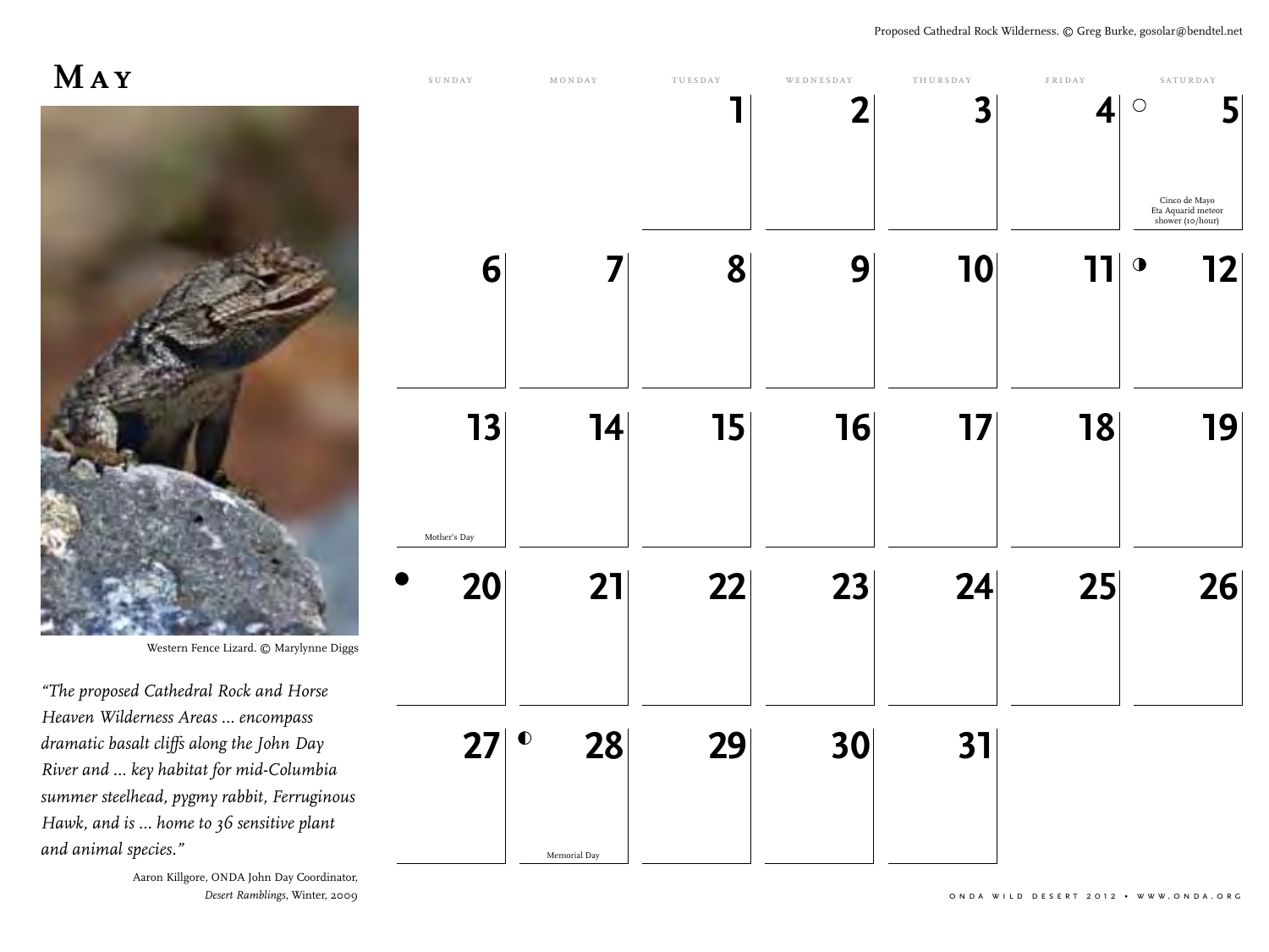Proposed Cathedral Rock Wilderness. © Greg Burke, gosolar@bendtel.net

# May

Western Fence Lizard. © Marylynne Diggs

*"The proposed Cathedral Rock and Horse Heaven Wilderness Areas … encompass dramatic basalt cliffs along the John Day River and … key habitat for mid-Columbia summer steelhead, pygmy rabbit, Ferruginous Hawk, and is … home to 36 sensitive plant and animal species."*

Aaron Killgore, ONDA John Day Coordinator, *Desert Ramblings*, Winter, 2009

| Sunday | Monday | Tuesday | Wednesday | Thursday | Friday | Saturday |
|---|---|---|---|---|---|---|
| | | 1 | 2 | 3 | 4 | ○ 5 Cinco de Mayo, Eta Aquarid meteor shower (10/hour) |
| 6 | 7 | 8 | 9 | 10 | 11 | ◑ 12 |
| 13 Mother's Day | 14 | 15 | 16 | 17 | 18 | 19 |
| ● 20 | 21 | 22 | 23 | 24 | 25 | 26 |
| 27 | ◐ 28 Memorial Day | 29 | 30 | 31 | | |

ONDA Wild Desert 2012 • www.onda.org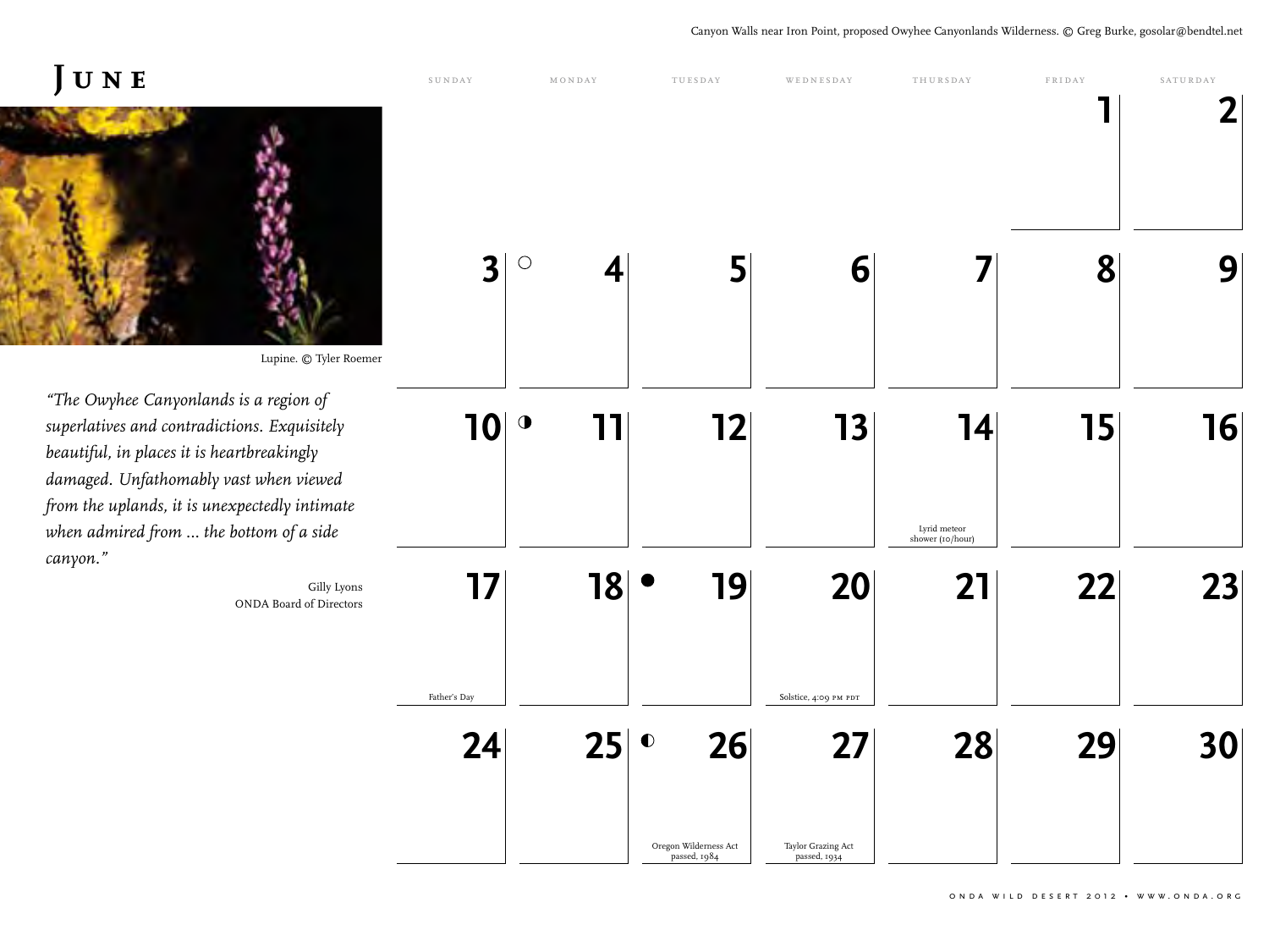Canyon Walls near Iron Point, proposed Owyhee Canyonlands Wilderness. © Greg Burke, gosolar@bendtel.net

# June

Lupine. © Tyler Roemer

*"The Owyhee Canyonlands is a region of superlatives and contradictions. Exquisitely beautiful, in places it is heartbreakingly damaged. Unfathomably vast when viewed from the uplands, it is unexpectedly intimate when admired from … the bottom of a side canyon."*

Gilly Lyons
ONDA Board of Directors

| Sunday | Monday | Tuesday | Wednesday | Thursday | Friday | Saturday |
|---|---|---|---|---|---|---|
| | | | | | 1 | 2 |
| 3 | ○ 4 | 5 | 6 | 7 | 8 | 9 |
| 10 | ◑ 11 | 12 | 13 | 14<br>Lyrid meteor shower (10/hour) | 15 | 16 |
| 17<br>Father's Day | 18 | ● 19 | 20<br>Solstice, 4:09 PM PDT | 21 | 22 | 23 |
| 24 | 25 | ◐ 26<br>Oregon Wilderness Act passed, 1984 | 27<br>Taylor Grazing Act passed, 1934 | 28 | 29 | 30 |

ONDA WILD DESERT 2012 • WWW.ONDA.ORG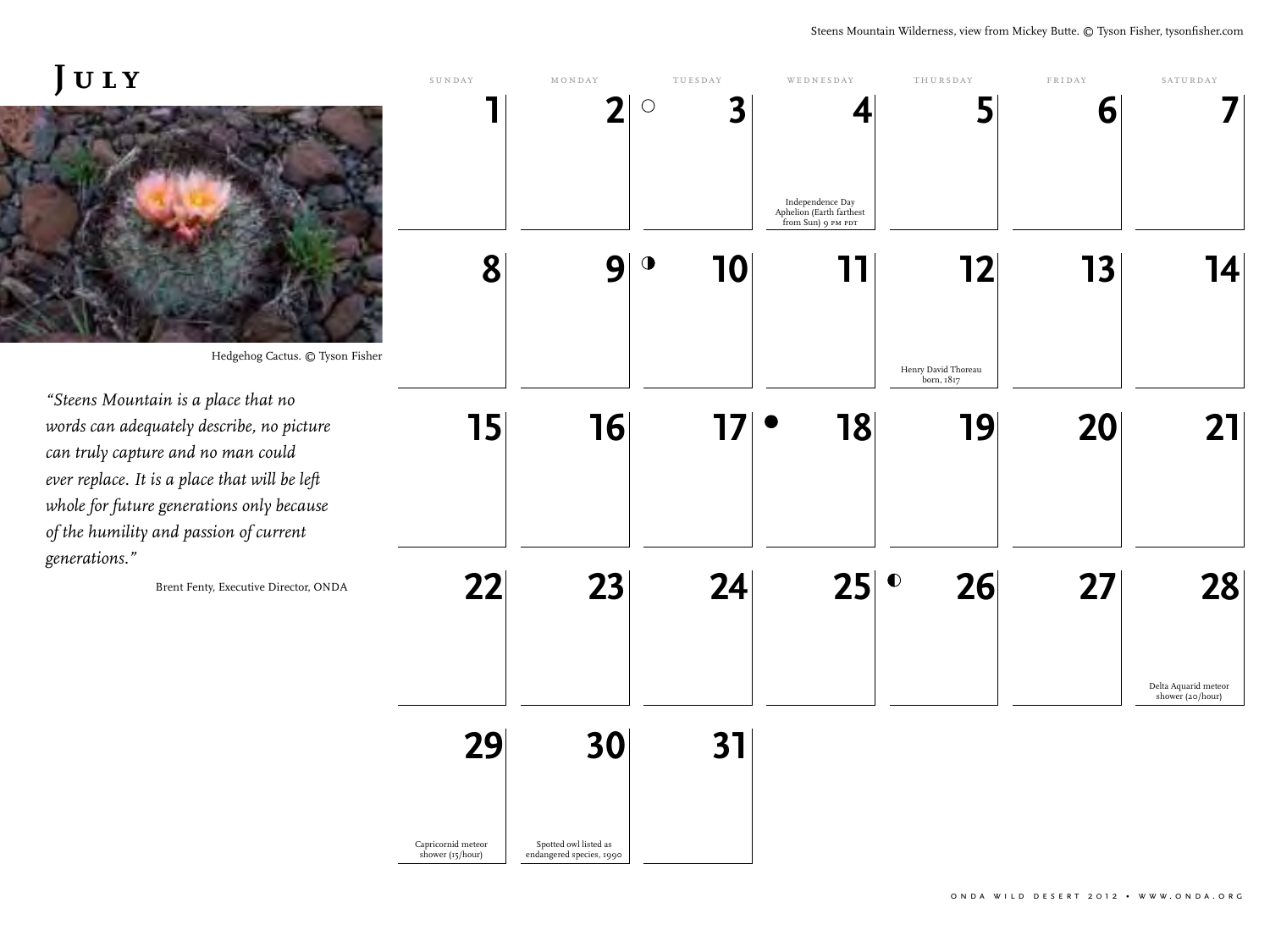Steens Mountain Wilderness, view from Mickey Butte. © Tyson Fisher, tysonfisher.com

# July

Hedgehog Cactus. © Tyson Fisher

*"Steens Mountain is a place that no words can adequately describe, no picture can truly capture and no man could ever replace. It is a place that will be left whole for future generations only because of the humility and passion of current generations."*

Brent Fenty, Executive Director, ONDA

| Sunday | Monday | Tuesday | Wednesday | Thursday | Friday | Saturday |
|---|---|---|---|---|---|---|
| 1 | 2 | ○ 3 | 4 Independence Day; Aphelion (Earth farthest from Sun) 9 PM PDT | 5 | 6 | 7 |
| 8 | 9 | ◑ 10 | 11 | 12 Henry David Thoreau born, 1817 | 13 | 14 |
| 15 | 16 | 17 | ● 18 | 19 | 20 | 21 |
| 22 | 23 | 24 | 25 | ◐ 26 | 27 | 28 Delta Aquarid meteor shower (20/hour) |
| 29 Capricornid meteor shower (15/hour) | 30 Spotted owl listed as endangered species, 1990 | 31 | | | | |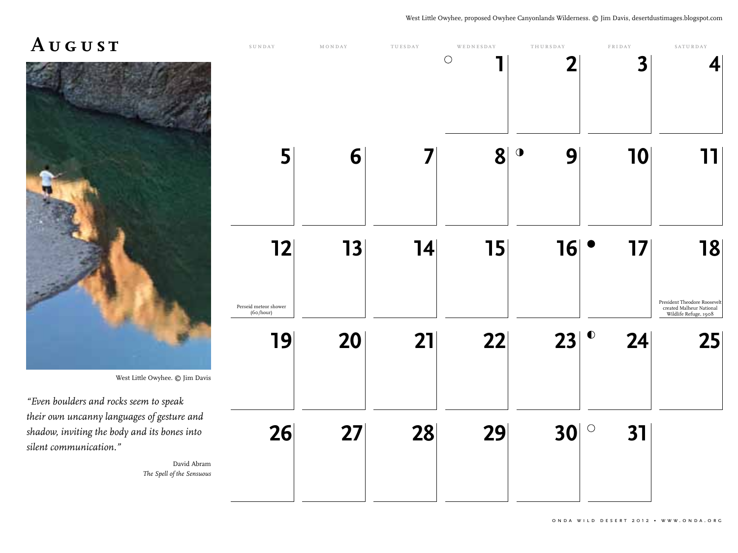West Little Owyhee, proposed Owyhee Canyonlands Wilderness. © Jim Davis, desertdustimages.blogspot.com

# August

West Little Owyhee. © Jim Davis

*"Even boulders and rocks seem to speak their own uncanny languages of gesture and shadow, inviting the body and its bones into silent communication."*

David Abram
*The Spell of the Sensuous*

| Sunday | Monday | Tuesday | Wednesday | Thursday | Friday | Saturday |
|---|---|---|---|---|---|---|
| | | | ○ 1 | 2 | 3 | 4 |
| 5 | 6 | 7 | 8 | ◑ 9 | 10 | 11 |
| 12 Perseid meteor shower (60/hour) | 13 | 14 | 15 | 16 | ● 17 | 18 President Theodore Roosevelt created Malheur National Wildlife Refuge, 1908 |
| 19 | 20 | 21 | 22 | 23 | ◐ 24 | 25 |
| 26 | 27 | 28 | 29 | 30 | ○ 31 | |

ONDA WILD DESERT 2012 • WWW.ONDA.ORG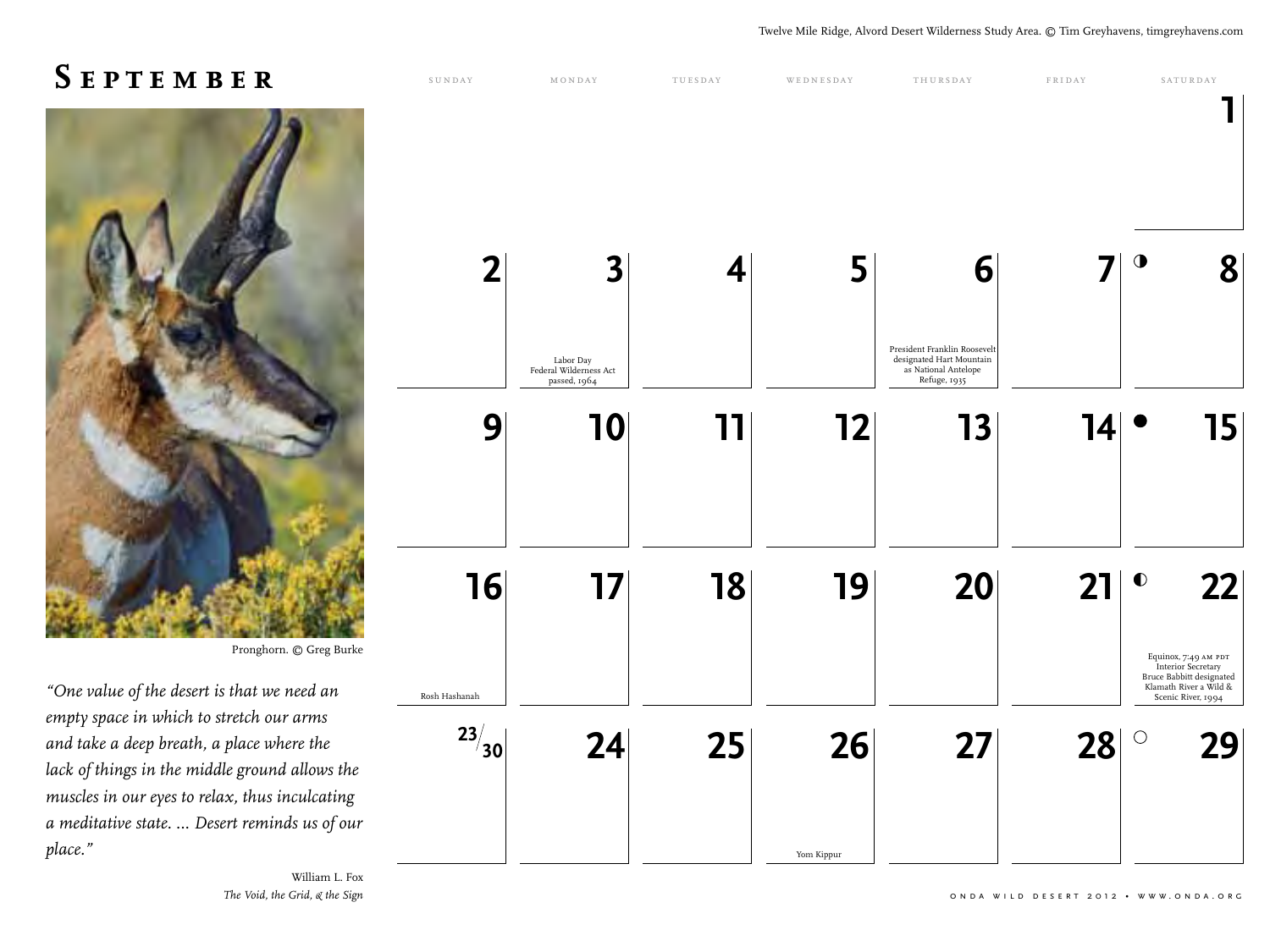Twelve Mile Ridge, Alvord Desert Wilderness Study Area. © Tim Greyhavens, timgreyhavens.com

# September

Pronghorn. © Greg Burke

*"One value of the desert is that we need an empty space in which to stretch our arms and take a deep breath, a place where the lack of things in the middle ground allows the muscles in our eyes to relax, thus inculcating a meditative state. ... Desert reminds us of our place."*

William L. Fox
*The Void, the Grid, & the Sign*

| Sunday | Monday | Tuesday | Wednesday | Thursday | Friday | Saturday |
|---|---|---|---|---|---|---|
| | | | | | | 1 |
| 2 | 3 Labor Day; Federal Wilderness Act passed, 1964 | 4 | 5 | 6 President Franklin Roosevelt designated Hart Mountain as National Antelope Refuge, 1935 | 7 | ◑ 8 |
| 9 | 10 | 11 | 12 | 13 | 14 | ● 15 |
| 16 Rosh Hashanah | 17 | 18 | 19 | 20 | 21 | ◐ 22 Equinox, 7:49 AM PDT; Interior Secretary Bruce Babbitt designated Klamath River a Wild & Scenic River, 1994 |
| 23/30 | 24 | 25 | 26 Yom Kippur | 27 | 28 | ○ 29 |

ONDA Wild Desert 2012 • www.onda.org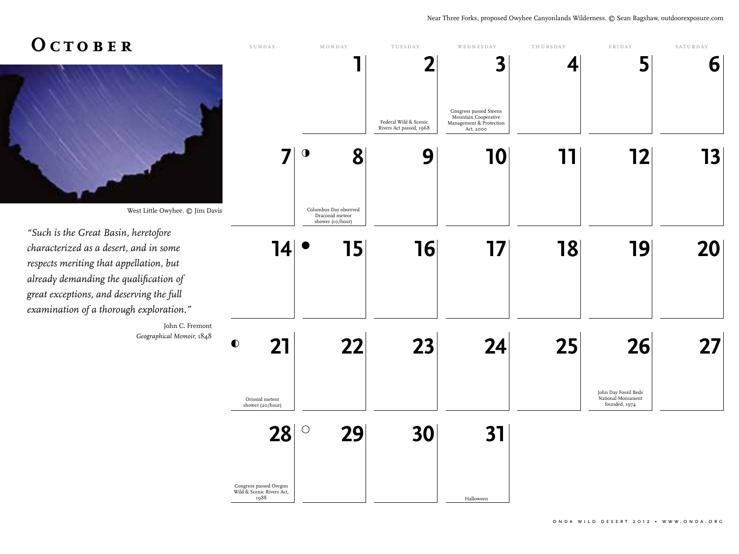Near Three Forks, proposed Owyhee Canyonlands Wilderness. © Sean Bagshaw, outdoorexposure.com

# October

West Little Owyhee. © Jim Davis

*"Such is the Great Basin, heretofore characterized as a desert, and in some respects meriting that appellation, but already demanding the qualification of great exceptions, and deserving the full examination of a thorough exploration."*

John C. Fremont
*Geographical Memoir*, 1848

| Sunday | Monday | Tuesday | Wednesday | Thursday | Friday | Saturday |
|---|---|---|---|---|---|---|
| | 1 | 2<br>Federal Wild & Scenic Rivers Act passed, 1968 | 3<br>Congress passed Steens Mountain Cooperative Management & Protection Act, 2000 | 4 | 5 | 6 |
| 7 | ◑ 8<br>Columbus Day observed<br>Draconid meteor shower (10/hour) | 9 | 10 | 11 | 12 | 13 |
| 14 | ● 15 | 16 | 17 | 18 | 19 | 20 |
| ◐ 21<br>Orionid meteor shower (20/hour) | 22 | 23 | 24 | 25 | 26<br>John Day Fossil Beds National Monument founded, 1974 | 27 |
| 28<br>Congress passed Oregon Wild & Scenic Rivers Act, 1988 | ○ 29 | 30 | 31<br>Halloween | | | |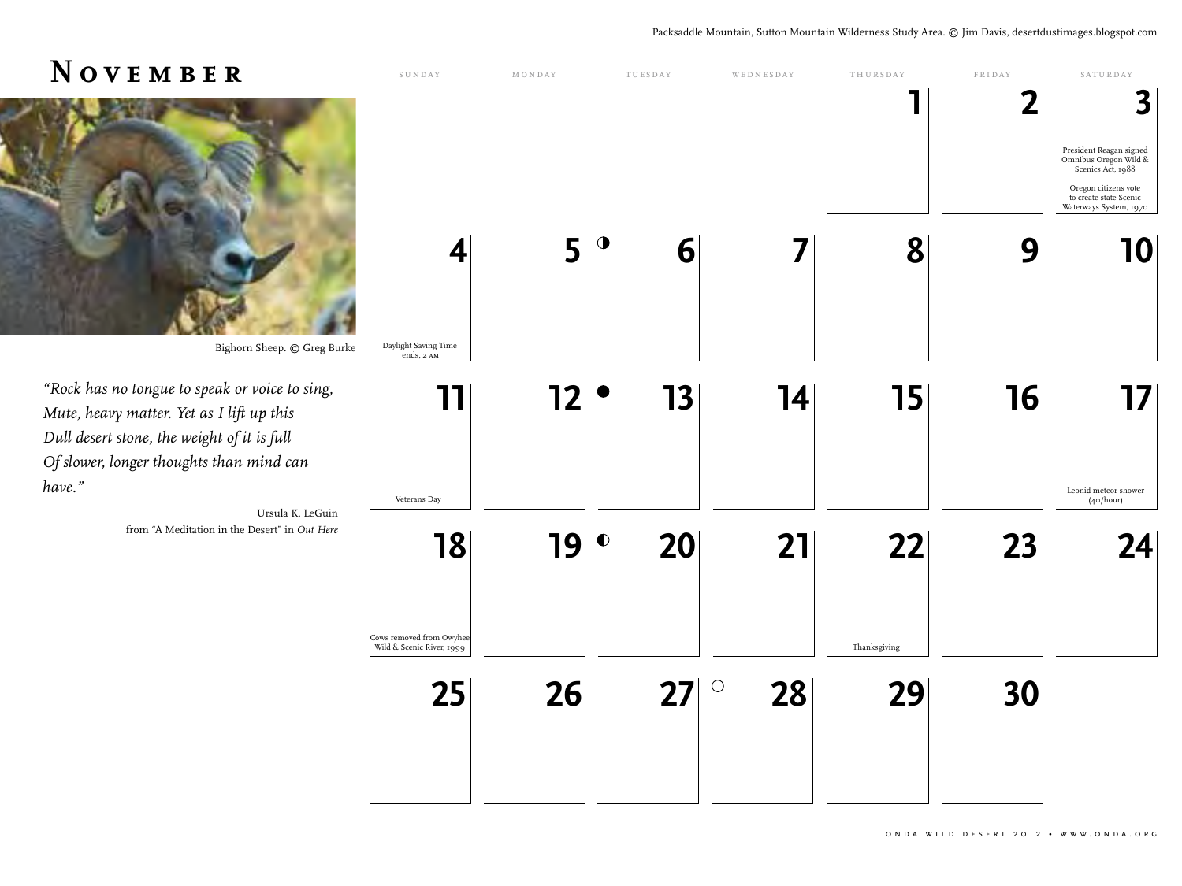Packsaddle Mountain, Sutton Mountain Wilderness Study Area. © Jim Davis, desertdustimages.blogspot.com

# November

Bighorn Sheep. © Greg Burke

*"Rock has no tongue to speak or voice to sing,*
*Mute, heavy matter. Yet as I lift up this*
*Dull desert stone, the weight of it is full*
*Of slower, longer thoughts than mind can have."*

Ursula K. LeGuin
from "A Meditation in the Desert" in *Out Here*

| Sunday | Monday | Tuesday | Wednesday | Thursday | Friday | Saturday |
|---|---|---|---|---|---|---|
| | | | | 1 | 2 | 3<br>President Reagan signed Omnibus Oregon Wild & Scenics Act, 1988<br>Oregon citizens vote to create state Scenic Waterways System, 1970 |
| 4<br>Daylight Saving Time ends, 2 AM | 5 | ◑ 6 | 7 | 8 | 9 | 10 |
| 11<br>Veterans Day | 12 | ● 13 | 14 | 15 | 16 | 17<br>Leonid meteor shower (40/hour) |
| 18<br>Cows removed from Owyhee Wild & Scenic River, 1999 | 19 | ◐ 20 | 21 | 22<br>Thanksgiving | 23 | 24 |
| 25 | 26 | 27 | ○ 28 | 29 | 30 | |

ONDA Wild Desert 2012 • www.onda.org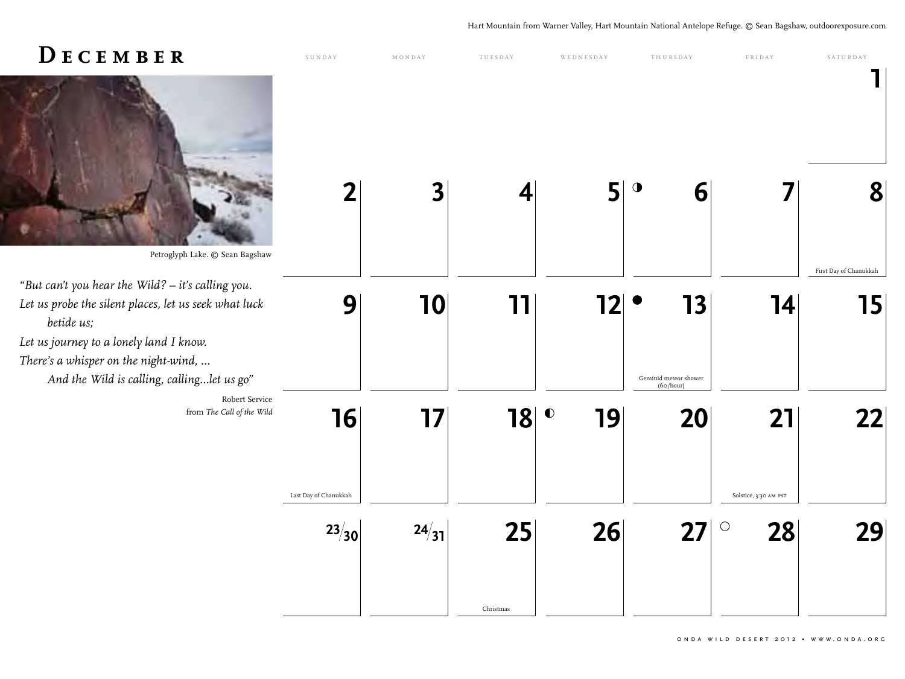Hart Mountain from Warner Valley, Hart Mountain National Antelope Refuge. © Sean Bagshaw, outdoorexposure.com

# December

Petroglyph Lake. © Sean Bagshaw

*"But can't you hear the Wild? – it's calling you.*
*Let us probe the silent places, let us seek what luck betide us;*
*Let us journey to a lonely land I know.*
*There's a whisper on the night-wind, ...*
*And the Wild is calling, calling...let us go"*

Robert Service
from *The Call of the Wild*

| Sunday | Monday | Tuesday | Wednesday | Thursday | Friday | Saturday |
|---|---|---|---|---|---|---|
| | | | | | | 1 |
| 2 | 3 | 4 | 5 | ◑ 6 | 7 | 8 First Day of Chanukkah |
| 9 | 10 | 11 | 12 | ● 13 Geminid meteor shower (60/hour) | 14 | 15 |
| 16 Last Day of Chanukkah | 17 | 18 | ◐ 19 | 20 | 21 Solstice, 3:30 AM PST | 22 |
| 23/30 | 24/31 | 25 Christmas | 26 | 27 | ○ 28 | 29 |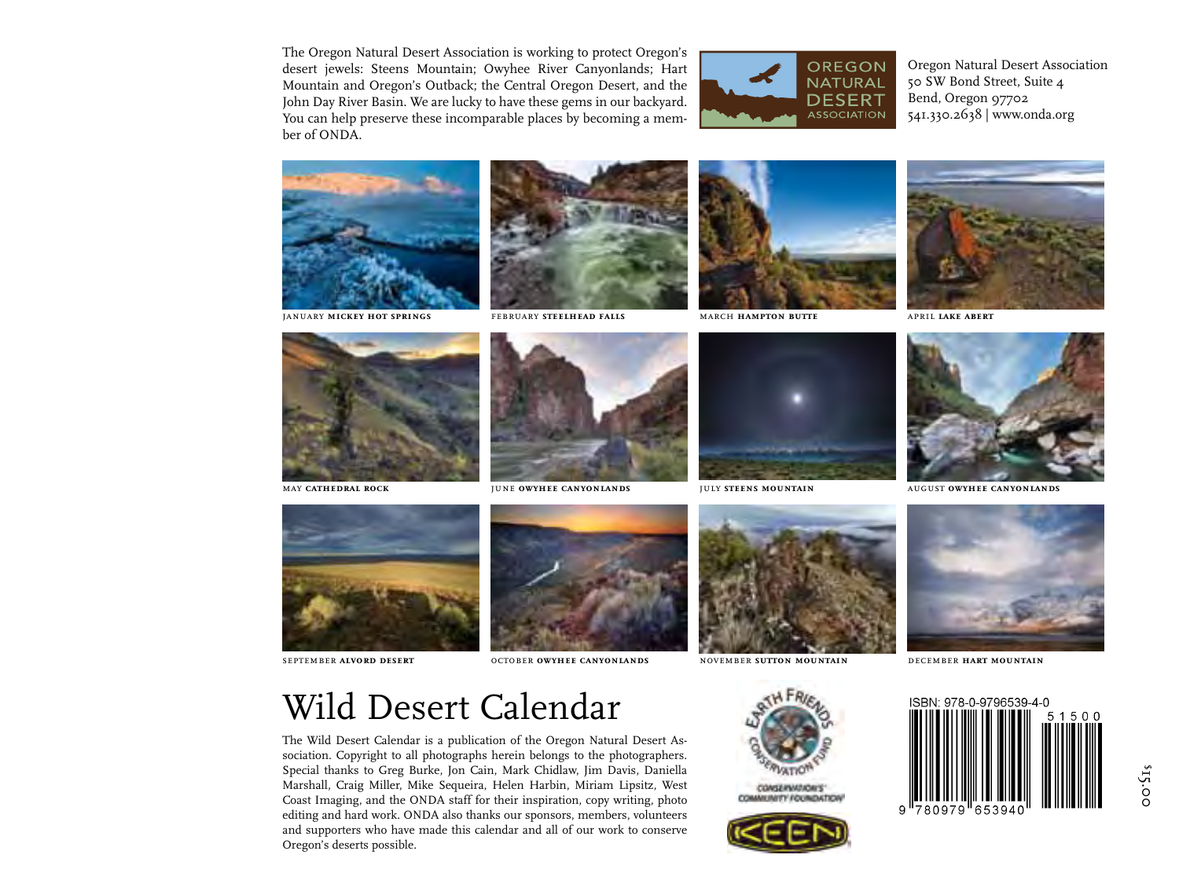The Oregon Natural Desert Association is working to protect Oregon's desert jewels: Steens Mountain; Owyhee River Canyonlands; Hart Mountain and Oregon's Outback; the Central Oregon Desert, and the John Day River Basin. We are lucky to have these gems in our backyard. You can help preserve these incomparable places by becoming a member of ONDA.

OREGON NATURAL DESERT ASSOCIATION

Oregon Natural Desert Association
50 SW Bond Street, Suite 4
Bend, Oregon 97702
541.330.2638 | www.onda.org

JANUARY **MICKEY HOT SPRINGS**

FEBRUARY **STEELHEAD FALLS**

MARCH **HAMPTON BUTTE**

APRIL **LAKE ABERT**

MAY **CATHEDRAL ROCK**

JUNE **OWYHEE CANYONLANDS**

JULY **STEENS MOUNTAIN**

AUGUST **OWYHEE CANYONLANDS**

SEPTEMBER **ALVORD DESERT**

OCTOBER **OWYHEE CANYONLANDS**

NOVEMBER **SUTTON MOUNTAIN**

DECEMBER **HART MOUNTAIN**

# Wild Desert Calendar

The Wild Desert Calendar is a publication of the Oregon Natural Desert Association. Copyright to all photographs herein belongs to the photographers. Special thanks to Greg Burke, Jon Cain, Mark Chidlaw, Jim Davis, Daniella Marshall, Craig Miller, Mike Sequeira, Helen Harbin, Miriam Lipsitz, West Coast Imaging, and the ONDA staff for their inspiration, copy writing, photo editing and hard work. ONDA also thanks our sponsors, members, volunteers and supporters who have made this calendar and all of our work to conserve Oregon's deserts possible.

EARTH FRIENDS CONSERVATION FUND

CONSERVATION'S COMMUNITY FOUNDATION

KEEN

ISBN: 978-0-9796539-4-0

51500

9 780979 653940

$15.00